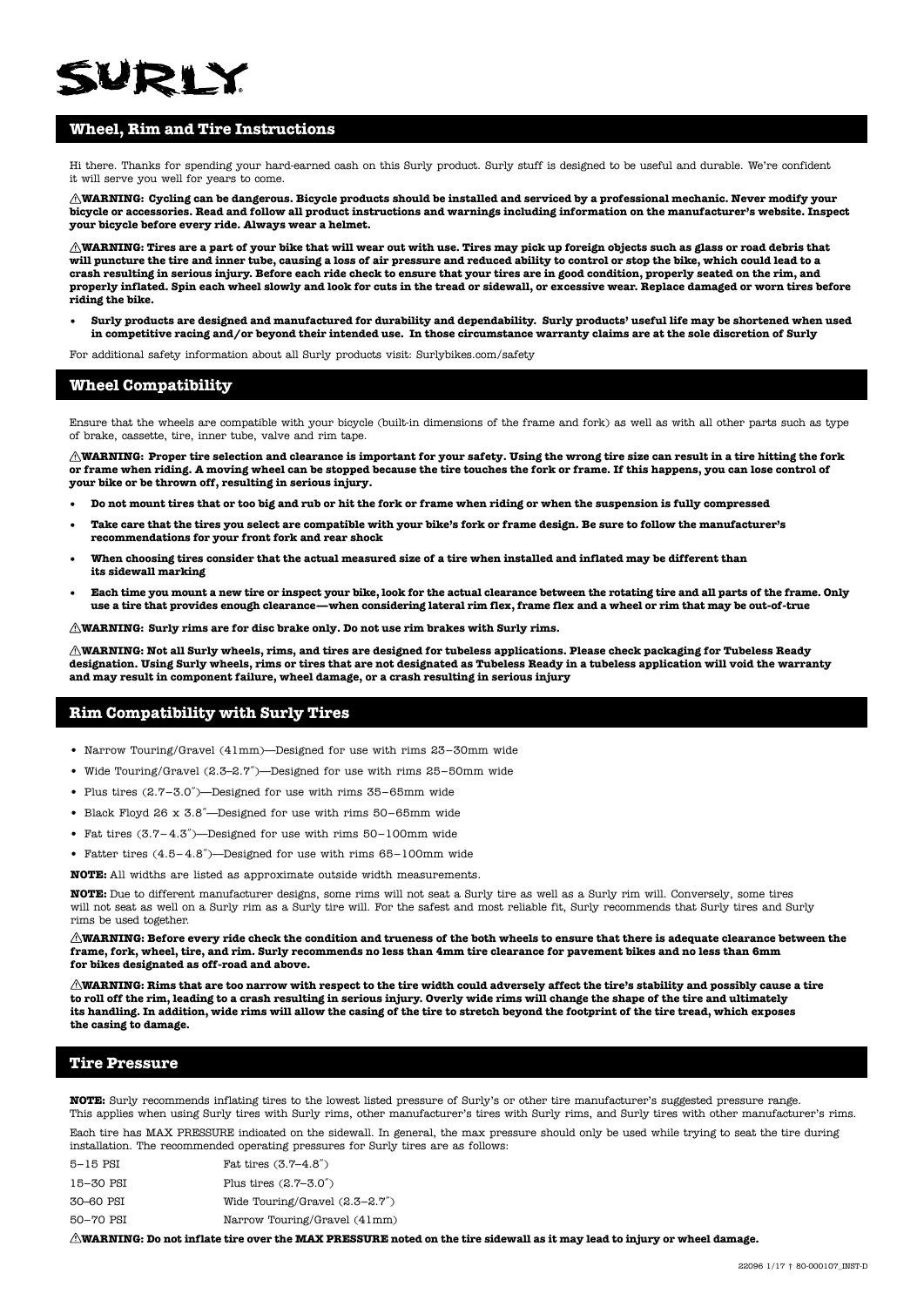# SURLY

## Wheel, Rim and Tire Instructions

Hi there. Thanks for spending your hard-earned cash on this Surly product. Surly stuff is designed to be useful and durable. We're confident it will serve you well for years to come.

**⚠WARNING: Cycling can be dangerous. Bicycle products should be installed and serviced by a professional mechanic. Never modify your bicycle or accessories. Read and follow all product instructions and warnings including information on the manufacturer's website. Inspect your bicycle before every ride. Always wear a helmet.**

**⚠WARNING: Tires are a part of your bike that will wear out with use. Tires may pick up foreign objects such as glass or road debris that will puncture the tire and inner tube, causing a loss of air pressure and reduced ability to control or stop the bike, which could lead to a crash resulting in serious injury. Before each ride check to ensure that your tires are in good condition, properly seated on the rim, and properly inflated. Spin each wheel slowly and look for cuts in the tread or sidewall, or excessive wear. Replace damaged or worn tires before riding the bike.**

- **Surly products are designed and manufactured for durability and dependability. Surly products' useful life may be shortened when used in competitive racing and/or beyond their intended use. In those circumstance warranty claims are at the sole discretion of Surly**

For additional safety information about all Surly products visit: Surlybikes.com/safety

## Wheel Compatibility

Ensure that the wheels are compatible with your bicycle (built-in dimensions of the frame and fork) as well as with all other parts such as type of brake, cassette, tire, inner tube, valve and rim tape.

**⚠WARNING: Proper tire selection and clearance is important for your safety. Using the wrong tire size can result in a tire hitting the fork or frame when riding. A moving wheel can be stopped because the tire touches the fork or frame. If this happens, you can lose control of your bike or be thrown off, resulting in serious injury.**

- **Do not mount tires that or too big and rub or hit the fork or frame when riding or when the suspension is fully compressed**
- **Take care that the tires you select are compatible with your bike's fork or frame design. Be sure to follow the manufacturer's recommendations for your front fork and rear shock**
- **When choosing tires consider that the actual measured size of a tire when installed and inflated may be different than its sidewall marking**
- **Each time you mount a new tire or inspect your bike, look for the actual clearance between the rotating tire and all parts of the frame. Only use a tire that provides enough clearance—when considering lateral rim flex, frame flex and a wheel or rim that may be out-of-true**

**⚠WARNING: Surly rims are for disc brake only. Do not use rim brakes with Surly rims.**

**⚠WARNING: Not all Surly wheels, rims, and tires are designed for tubeless applications. Please check packaging for Tubeless Ready designation. Using Surly wheels, rims or tires that are not designated as Tubeless Ready in a tubeless application will void the warranty and may result in component failure, wheel damage, or a crash resulting in serious injury**

## Rim Compatibility with Surly Tires

- Narrow Touring/Gravel (41mm)—Designed for use with rims 23–30mm wide
- Wide Touring/Gravel (2.3–2.7″)—Designed for use with rims 25–50mm wide
- Plus tires (2.7–3.0″)—Designed for use with rims 35–65mm wide
- Black Floyd 26 x 3.8″—Designed for use with rims 50–65mm wide
- Fat tires (3.7– 4.3″)—Designed for use with rims 50–100mm wide
- Fatter tires (4.5– 4.8″)—Designed for use with rims 65–100mm wide

**NOTE:** All widths are listed as approximate outside width measurements.

**NOTE:** Due to different manufacturer designs, some rims will not seat a Surly tire as well as a Surly rim will. Conversely, some tires will not seat as well on a Surly rim as a Surly tire will. For the safest and most reliable fit, Surly recommends that Surly tires and Surly rims be used together.

**⚠WARNING: Before every ride check the condition and trueness of the both wheels to ensure that there is adequate clearance between the frame, fork, wheel, tire, and rim. Surly recommends no less than 4mm tire clearance for pavement bikes and no less than 6mm for bikes designated as off-road and above.**

**⚠WARNING: Rims that are too narrow with respect to the tire width could adversely affect the tire's stability and possibly cause a tire to roll off the rim, leading to a crash resulting in serious injury. Overly wide rims will change the shape of the tire and ultimately its handling. In addition, wide rims will allow the casing of the tire to stretch beyond the footprint of the tire tread, which exposes the casing to damage.**

## Tire Pressure

**NOTE:** Surly recommends inflating tires to the lowest listed pressure of Surly's or other tire manufacturer's suggested pressure range. This applies when using Surly tires with Surly rims, other manufacturer's tires with Surly rims, and Surly tires with other manufacturer's rims.

Each tire has MAX PRESSURE indicated on the sidewall. In general, the max pressure should only be used while trying to seat the tire during installation. The recommended operating pressures for Surly tires are as follows:

| | |
|---|---|
| 5–15 PSI | Fat tires (3.7–4.8″) |
| 15–30 PSI | Plus tires (2.7–3.0″) |
| 30–60 PSI | Wide Touring/Gravel (2.3–2.7″) |
| 50–70 PSI | Narrow Touring/Gravel (41mm) |

**⚠WARNING: Do not inflate tire over the MAX PRESSURE noted on the tire sidewall as it may lead to injury or wheel damage.**

22096 1/17 † 80-000107_INST-D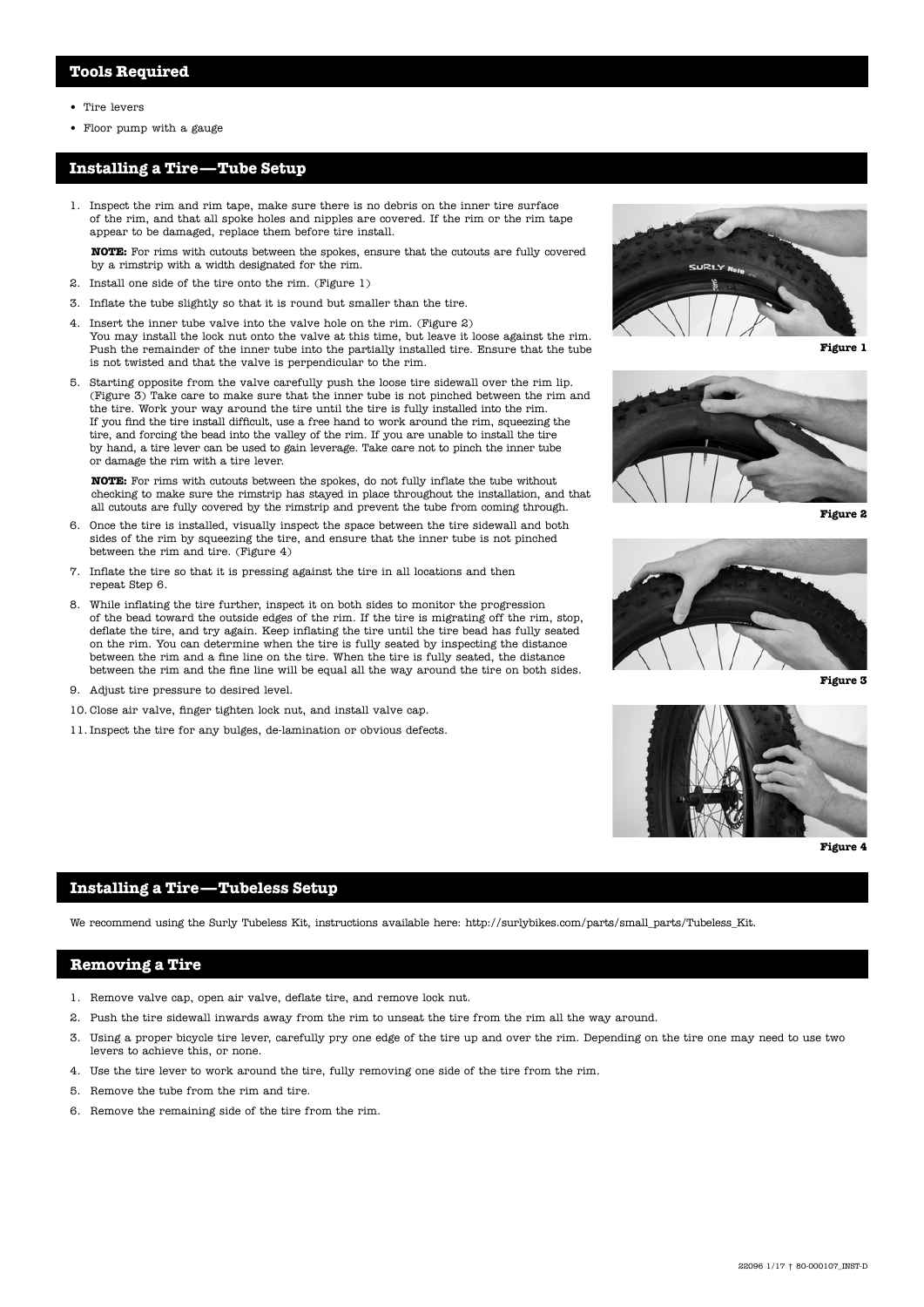## Tools Required

- Tire levers
- Floor pump with a gauge

## Installing a Tire—Tube Setup

1. Inspect the rim and rim tape, make sure there is no debris on the inner tire surface of the rim, and that all spoke holes and nipples are covered. If the rim or the rim tape appear to be damaged, replace them before tire install.

   **NOTE:** For rims with cutouts between the spokes, ensure that the cutouts are fully covered by a rimstrip with a width designated for the rim.

2. Install one side of the tire onto the rim. (Figure 1)
3. Inflate the tube slightly so that it is round but smaller than the tire.
4. Insert the inner tube valve into the valve hole on the rim. (Figure 2)
   You may install the lock nut onto the valve at this time, but leave it loose against the rim. Push the remainder of the inner tube into the partially installed tire. Ensure that the tube is not twisted and that the valve is perpendicular to the rim.
5. Starting opposite from the valve carefully push the loose tire sidewall over the rim lip. (Figure 3) Take care to make sure that the inner tube is not pinched between the rim and the tire. Work your way around the tire until the tire is fully installed into the rim.
   If you find the tire install difficult, use a free hand to work around the rim, squeezing the tire, and forcing the bead into the valley of the rim. If you are unable to install the tire by hand, a tire lever can be used to gain leverage. Take care not to pinch the inner tube or damage the rim with a tire lever.

   **NOTE:** For rims with cutouts between the spokes, do not fully inflate the tube without checking to make sure the rimstrip has stayed in place throughout the installation, and that all cutouts are fully covered by the rimstrip and prevent the tube from coming through.

6. Once the tire is installed, visually inspect the space between the tire sidewall and both sides of the rim by squeezing the tire, and ensure that the inner tube is not pinched between the rim and tire. (Figure 4)
7. Inflate the tire so that it is pressing against the tire in all locations and then repeat Step 6.
8. While inflating the tire further, inspect it on both sides to monitor the progression of the bead toward the outside edges of the rim. If the tire is migrating off the rim, stop, deflate the tire, and try again. Keep inflating the tire until the tire bead has fully seated on the rim. You can determine when the tire is fully seated by inspecting the distance between the rim and a fine line on the tire. When the tire is fully seated, the distance between the rim and the fine line will be equal all the way around the tire on both sides.
9. Adjust tire pressure to desired level.
10. Close air valve, finger tighten lock nut, and install valve cap.
11. Inspect the tire for any bulges, de-lamination or obvious defects.

Figure 1

Figure 2

Figure 3

Figure 4

## Installing a Tire—Tubeless Setup

We recommend using the Surly Tubeless Kit, instructions available here: http://surlybikes.com/parts/small_parts/Tubeless_Kit.

## Removing a Tire

1. Remove valve cap, open air valve, deflate tire, and remove lock nut.
2. Push the tire sidewall inwards away from the rim to unseat the tire from the rim all the way around.
3. Using a proper bicycle tire lever, carefully pry one edge of the tire up and over the rim. Depending on the tire one may need to use two levers to achieve this, or none.
4. Use the tire lever to work around the tire, fully removing one side of the tire from the rim.
5. Remove the tube from the rim and tire.
6. Remove the remaining side of the tire from the rim.

22096 1/17 † 80-000107_INST-D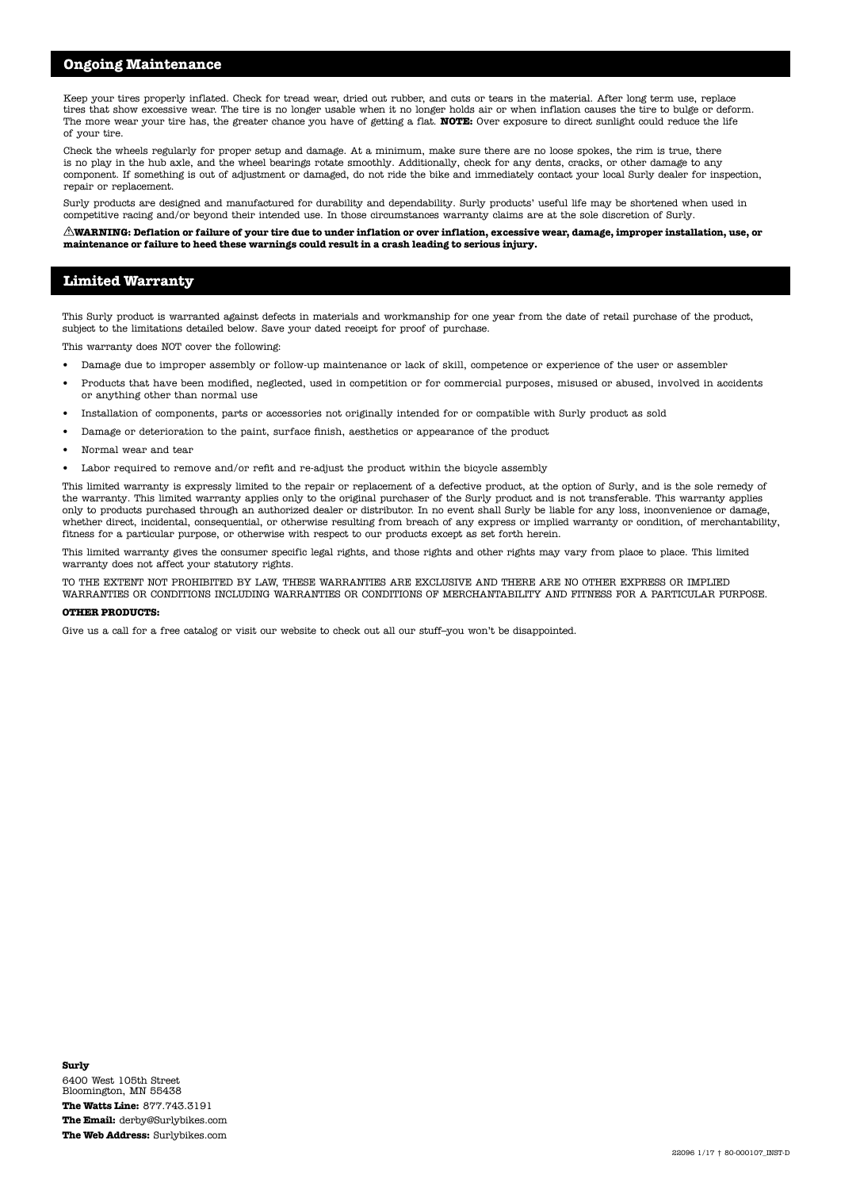## Ongoing Maintenance

Keep your tires properly inflated. Check for tread wear, dried out rubber, and cuts or tears in the material. After long term use, replace tires that show excessive wear. The tire is no longer usable when it no longer holds air or when inflation causes the tire to bulge or deform. The more wear your tire has, the greater chance you have of getting a flat. **NOTE:** Over exposure to direct sunlight could reduce the life of your tire.

Check the wheels regularly for proper setup and damage. At a minimum, make sure there are no loose spokes, the rim is true, there is no play in the hub axle, and the wheel bearings rotate smoothly. Additionally, check for any dents, cracks, or other damage to any component. If something is out of adjustment or damaged, do not ride the bike and immediately contact your local Surly dealer for inspection, repair or replacement.

Surly products are designed and manufactured for durability and dependability. Surly products' useful life may be shortened when used in competitive racing and/or beyond their intended use. In those circumstances warranty claims are at the sole discretion of Surly.

⚠**WARNING: Deflation or failure of your tire due to under inflation or over inflation, excessive wear, damage, improper installation, use, or maintenance or failure to heed these warnings could result in a crash leading to serious injury.**

## Limited Warranty

This Surly product is warranted against defects in materials and workmanship for one year from the date of retail purchase of the product, subject to the limitations detailed below. Save your dated receipt for proof of purchase.

This warranty does NOT cover the following:

- Damage due to improper assembly or follow-up maintenance or lack of skill, competence or experience of the user or assembler
- Products that have been modified, neglected, used in competition or for commercial purposes, misused or abused, involved in accidents or anything other than normal use
- Installation of components, parts or accessories not originally intended for or compatible with Surly product as sold
- Damage or deterioration to the paint, surface finish, aesthetics or appearance of the product
- Normal wear and tear
- Labor required to remove and/or refit and re-adjust the product within the bicycle assembly

This limited warranty is expressly limited to the repair or replacement of a defective product, at the option of Surly, and is the sole remedy of the warranty. This limited warranty applies only to the original purchaser of the Surly product and is not transferable. This warranty applies only to products purchased through an authorized dealer or distributor. In no event shall Surly be liable for any loss, inconvenience or damage, whether direct, incidental, consequential, or otherwise resulting from breach of any express or implied warranty or condition, of merchantability, fitness for a particular purpose, or otherwise with respect to our products except as set forth herein.

This limited warranty gives the consumer specific legal rights, and those rights and other rights may vary from place to place. This limited warranty does not affect your statutory rights.

TO THE EXTENT NOT PROHIBITED BY LAW, THESE WARRANTIES ARE EXCLUSIVE AND THERE ARE NO OTHER EXPRESS OR IMPLIED WARRANTIES OR CONDITIONS INCLUDING WARRANTIES OR CONDITIONS OF MERCHANTABILITY AND FITNESS FOR A PARTICULAR PURPOSE.

**OTHER PRODUCTS:**

Give us a call for a free catalog or visit our website to check out all our stuff–you won't be disappointed.

**Surly**

6400 West 105th Street
Bloomington, MN 55438

**The Watts Line:** 877.743.3191

**The Email:** derby@Surlybikes.com

**The Web Address:** Surlybikes.com

22096 1/17 † 80-000107_INST-D